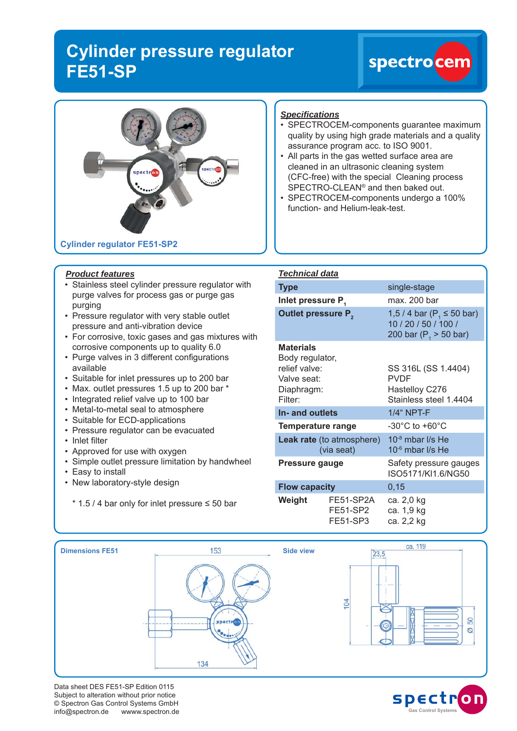# Cylinder pressure regulator FE51-SP

Cylinder regulator FE51-SP2

## *Specifications*

- SPECTROCEM-components guarantee maximum quality by using high grade materials and a quality assurance program acc. to ISO 9001.
- All parts in the gas wetted surface area are cleaned in an ultrasonic cleaning system (CFC-free) with the special Cleaning process SPECTRO-CLEAN® and then baked out.
- SPECTROCEM-components undergo a 100% function- and Helium-leak-test.

## *Product features*

- Stainless steel cylinder pressure regulator with purge valves for process gas or purge gas purging
- Pressure regulator with very stable outlet pressure and anti-vibration device
- For corrosive, toxic gases and gas mixtures with corrosive components up to quality 6.0
- Purge valves in 3 different configurations available
- Suitable for inlet pressures up to 200 bar
- Max. outlet pressures 1.5 up to 200 bar *
- Integrated relief valve up to 100 bar
- Metal-to-metal seal to atmosphere
- Suitable for ECD-applications
- Pressure regulator can be evacuated
- Inlet filter
- Approved for use with oxygen
- Simple outlet pressure limitation by handwheel
- Easy to install
- New laboratory-style design

\* 1.5 / 4 bar only for inlet pressure ≤ 50 bar

## *Technical data*

| | | |
|---|---|---|
| **Type** | | single-stage |
| **Inlet pressure $P_1$** | | max. 200 bar |
| **Outlet pressure $P_2$** | | 1,5 / 4 bar ($P_1$ ≤ 50 bar)<br>10 / 20 / 50 / 100 /<br>200 bar ($P_1$ > 50 bar) |
| **Materials**<br>Body regulator,<br>relief valve:<br>Valve seat:<br>Diaphragm:<br>Filter: | | <br><br>SS 316L (SS 1.4404)<br>PVDF<br>Hastelloy C276<br>Stainless steel 1.4404 |
| **In- and outlets** | | 1/4" NPT-F |
| **Temperature range** | | -30°C to +60°C |
| **Leak rate** (to atmosphere)<br>(via seat) | | $10^{-8}$ mbar l/s He<br>$10^{-6}$ mbar l/s He |
| **Pressure gauge** | | Safety pressure gauges ISO5171/Kl1.6/NG50 |
| **Flow capacity** | | 0,15 |
| **Weight** | FE51-SP2A<br>FE51-SP2<br>FE51-SP3 | ca. 2,0 kg<br>ca. 1,9 kg<br>ca. 2,2 kg |

**Dimensions FE51**

153

134

**Side view**

ca. 119

23,5

104

Ø 50

Data sheet DES FE51-SP Edition 0115
Subject to alteration without prior notice
© Spectron Gas Control Systems GmbH
info@spectron.de wwww.spectron.de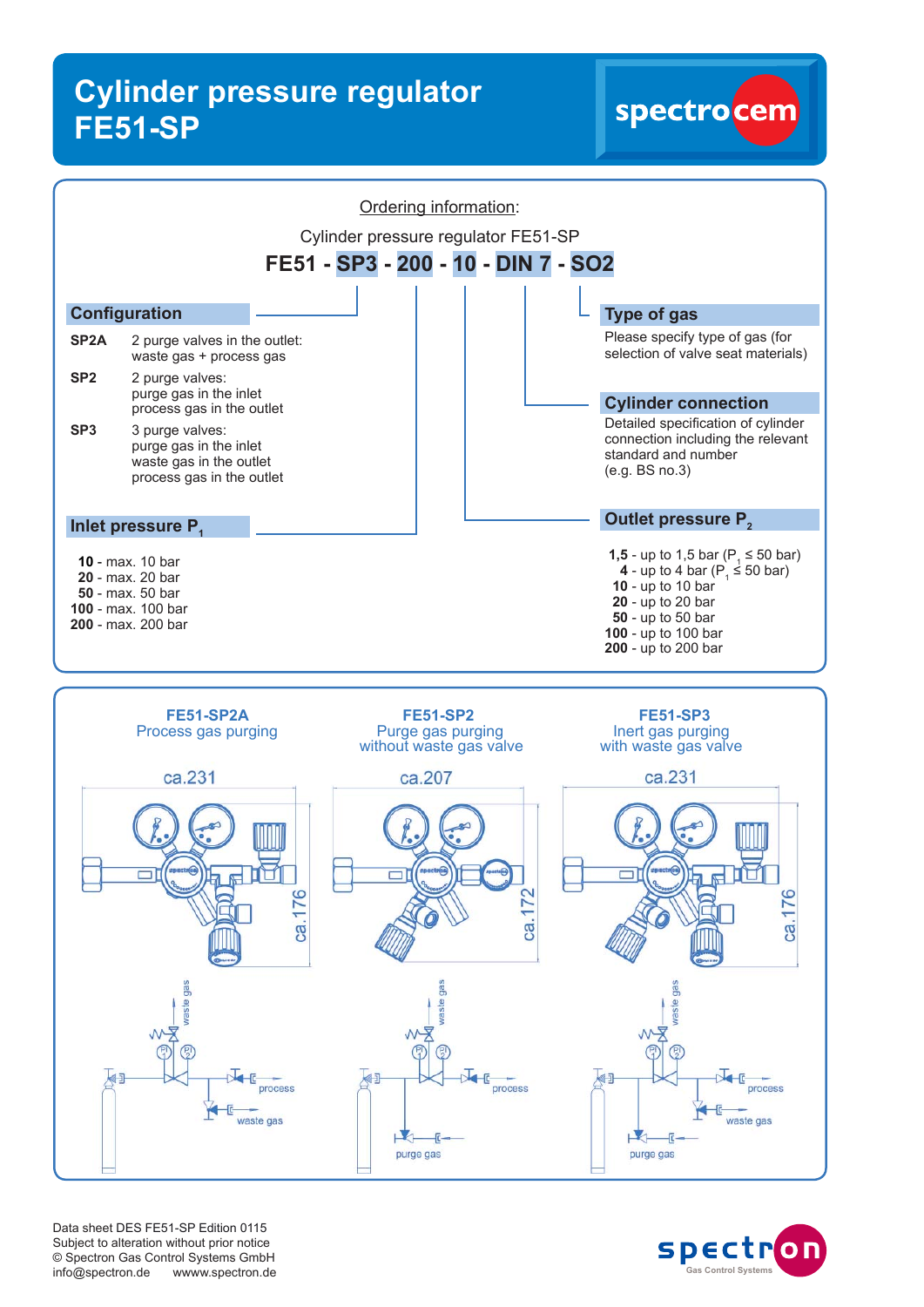# Cylinder pressure regulator FE51-SP

spectrocem

## Ordering information:

Cylinder pressure regulator FE51-SP

**FE51 - SP3 - 200 - 10 - DIN 7 - SO2**

### Configuration

**SP2A** 2 purge valves in the outlet: waste gas + process gas

**SP2** 2 purge valves: purge gas in the inlet process gas in the outlet

**SP3** 3 purge valves: purge gas in the inlet waste gas in the outlet process gas in the outlet

### Inlet pressure $P_1$

**10** - max. 10 bar
**20** - max. 20 bar
**50** - max. 50 bar
**100** - max. 100 bar
**200** - max. 200 bar

### Type of gas

Please specify type of gas (for selection of valve seat materials)

### Cylinder connection

Detailed specification of cylinder connection including the relevant standard and number (e.g. BS no.3)

### Outlet pressure $P_2$

**1,5** - up to 1,5 bar ($P_1 \leq 50$ bar)
**4** - up to 4 bar ($P_1 \leq 50$ bar)
**10** - up to 10 bar
**20** - up to 20 bar
**50** - up to 50 bar
**100** - up to 100 bar
**200** - up to 200 bar

---

**FE51-SP2A**
Process gas purging

ca.231
ca.176

waste gas
process
waste gas

**FE51-SP2**
Purge gas purging
without waste gas valve

ca.207
ca.172

waste gas
process
purge gas

**FE51-SP3**
Inert gas purging
with waste gas valve

ca.231
ca.176

waste gas
process
waste gas
purge gas

---

Data sheet DES FE51-SP Edition 0115
Subject to alteration without prior notice
© Spectron Gas Control Systems GmbH
info@spectron.de wwww.spectron.de

spectron Gas Control Systems